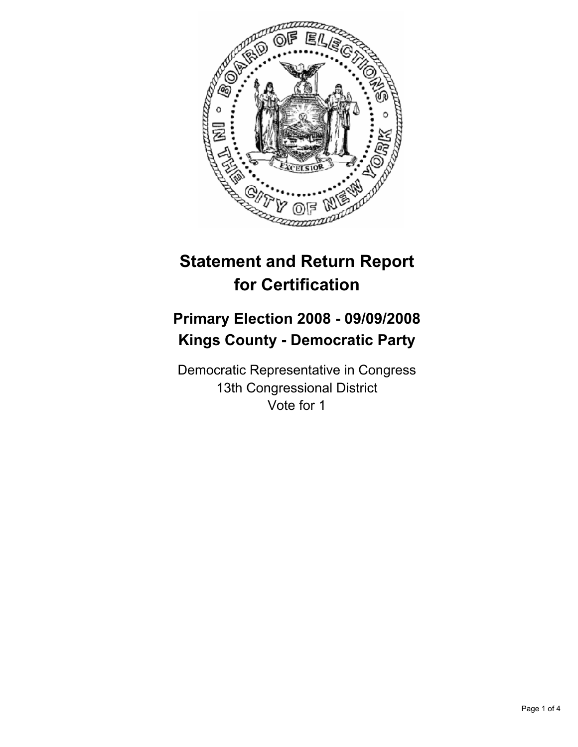# Statement and Return Report for Certification

## Primary Election 2008 - 09/09/2008
## Kings County - Democratic Party

Democratic Representative in Congress
13th Congressional District
Vote for 1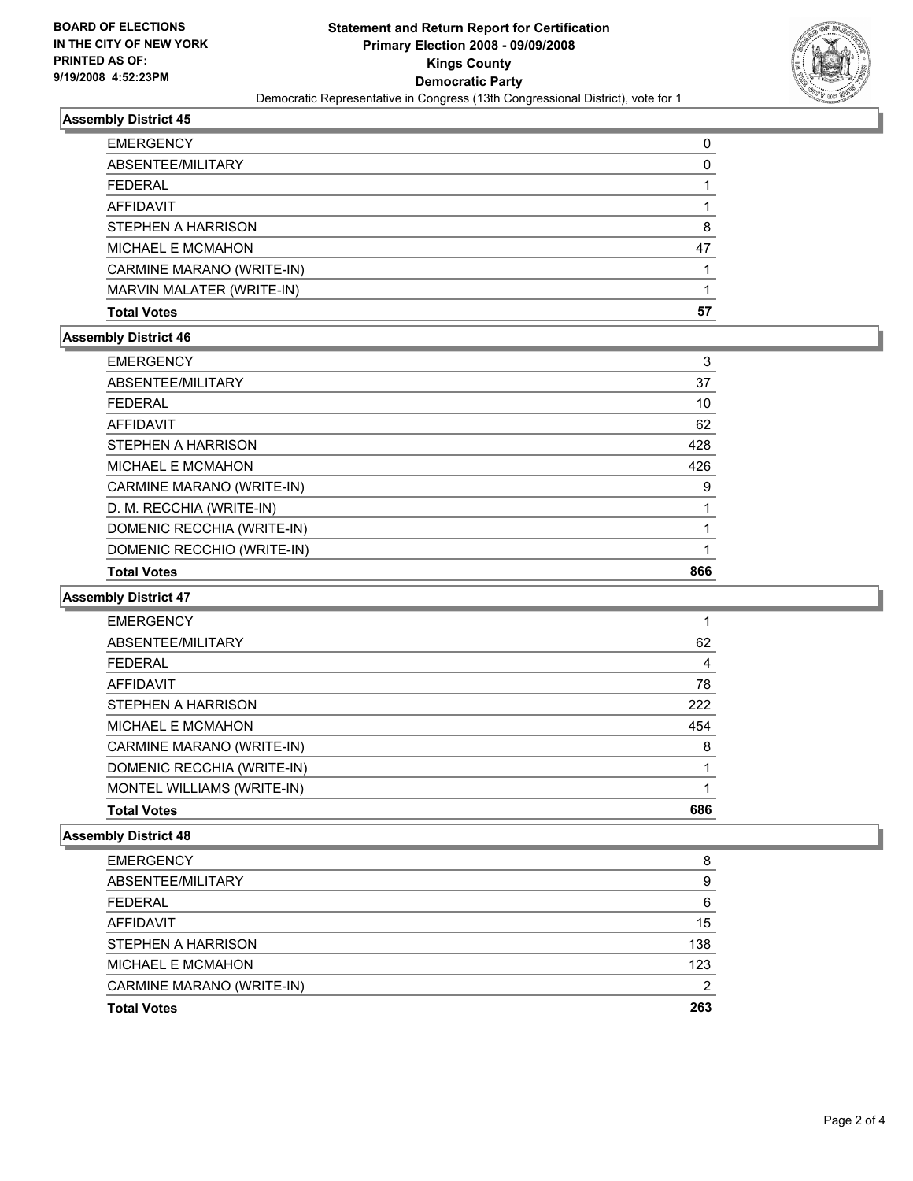**BOARD OF ELECTIONS IN THE CITY OF NEW YORK PRINTED AS OF: 9/19/2008 4:52:23PM**

# Statement and Return Report for Certification
## Primary Election 2008 - 09/09/2008
## Kings County
## Democratic Party
Democratic Representative in Congress (13th Congressional District), vote for 1

### Assembly District 45

| | |
|---|---|
| EMERGENCY | 0 |
| ABSENTEE/MILITARY | 0 |
| FEDERAL | 1 |
| AFFIDAVIT | 1 |
| STEPHEN A HARRISON | 8 |
| MICHAEL E MCMAHON | 47 |
| CARMINE MARANO (WRITE-IN) | 1 |
| MARVIN MALATER (WRITE-IN) | 1 |
| **Total Votes** | **57** |

### Assembly District 46

| | |
|---|---|
| EMERGENCY | 3 |
| ABSENTEE/MILITARY | 37 |
| FEDERAL | 10 |
| AFFIDAVIT | 62 |
| STEPHEN A HARRISON | 428 |
| MICHAEL E MCMAHON | 426 |
| CARMINE MARANO (WRITE-IN) | 9 |
| D. M. RECCHIA (WRITE-IN) | 1 |
| DOMENIC RECCHIA (WRITE-IN) | 1 |
| DOMENIC RECCHIO (WRITE-IN) | 1 |
| **Total Votes** | **866** |

### Assembly District 47

| | |
|---|---|
| EMERGENCY | 1 |
| ABSENTEE/MILITARY | 62 |
| FEDERAL | 4 |
| AFFIDAVIT | 78 |
| STEPHEN A HARRISON | 222 |
| MICHAEL E MCMAHON | 454 |
| CARMINE MARANO (WRITE-IN) | 8 |
| DOMENIC RECCHIA (WRITE-IN) | 1 |
| MONTEL WILLIAMS (WRITE-IN) | 1 |
| **Total Votes** | **686** |

### Assembly District 48

| | |
|---|---|
| EMERGENCY | 8 |
| ABSENTEE/MILITARY | 9 |
| FEDERAL | 6 |
| AFFIDAVIT | 15 |
| STEPHEN A HARRISON | 138 |
| MICHAEL E MCMAHON | 123 |
| CARMINE MARANO (WRITE-IN) | 2 |
| **Total Votes** | **263** |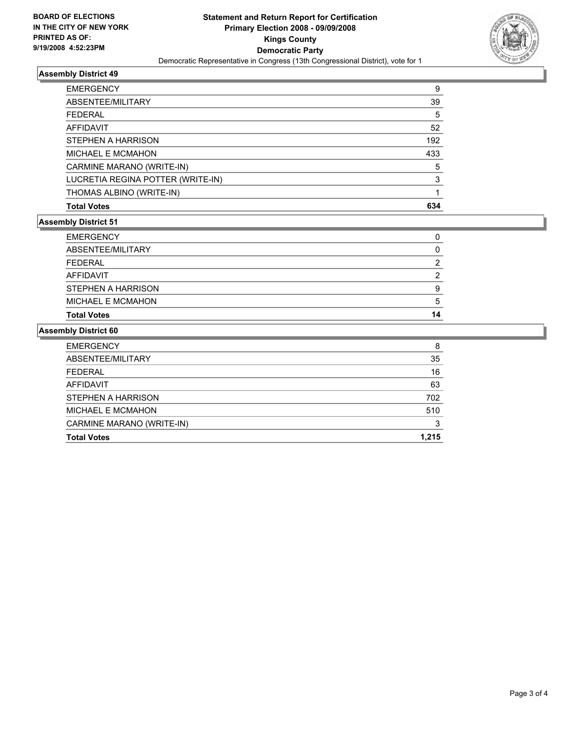**BOARD OF ELECTIONS IN THE CITY OF NEW YORK PRINTED AS OF: 9/19/2008 4:52:23PM**

# Statement and Return Report for Certification
## Primary Election 2008 - 09/09/2008
## Kings County
## Democratic Party

Democratic Representative in Congress (13th Congressional District), vote for 1

### Assembly District 49

| | |
|---|---|
| EMERGENCY | 9 |
| ABSENTEE/MILITARY | 39 |
| FEDERAL | 5 |
| AFFIDAVIT | 52 |
| STEPHEN A HARRISON | 192 |
| MICHAEL E MCMAHON | 433 |
| CARMINE MARANO (WRITE-IN) | 5 |
| LUCRETIA REGINA POTTER (WRITE-IN) | 3 |
| THOMAS ALBINO (WRITE-IN) | 1 |
| **Total Votes** | **634** |

### Assembly District 51

| | |
|---|---|
| EMERGENCY | 0 |
| ABSENTEE/MILITARY | 0 |
| FEDERAL | 2 |
| AFFIDAVIT | 2 |
| STEPHEN A HARRISON | 9 |
| MICHAEL E MCMAHON | 5 |
| **Total Votes** | **14** |

### Assembly District 60

| | |
|---|---|
| EMERGENCY | 8 |
| ABSENTEE/MILITARY | 35 |
| FEDERAL | 16 |
| AFFIDAVIT | 63 |
| STEPHEN A HARRISON | 702 |
| MICHAEL E MCMAHON | 510 |
| CARMINE MARANO (WRITE-IN) | 3 |
| **Total Votes** | **1,215** |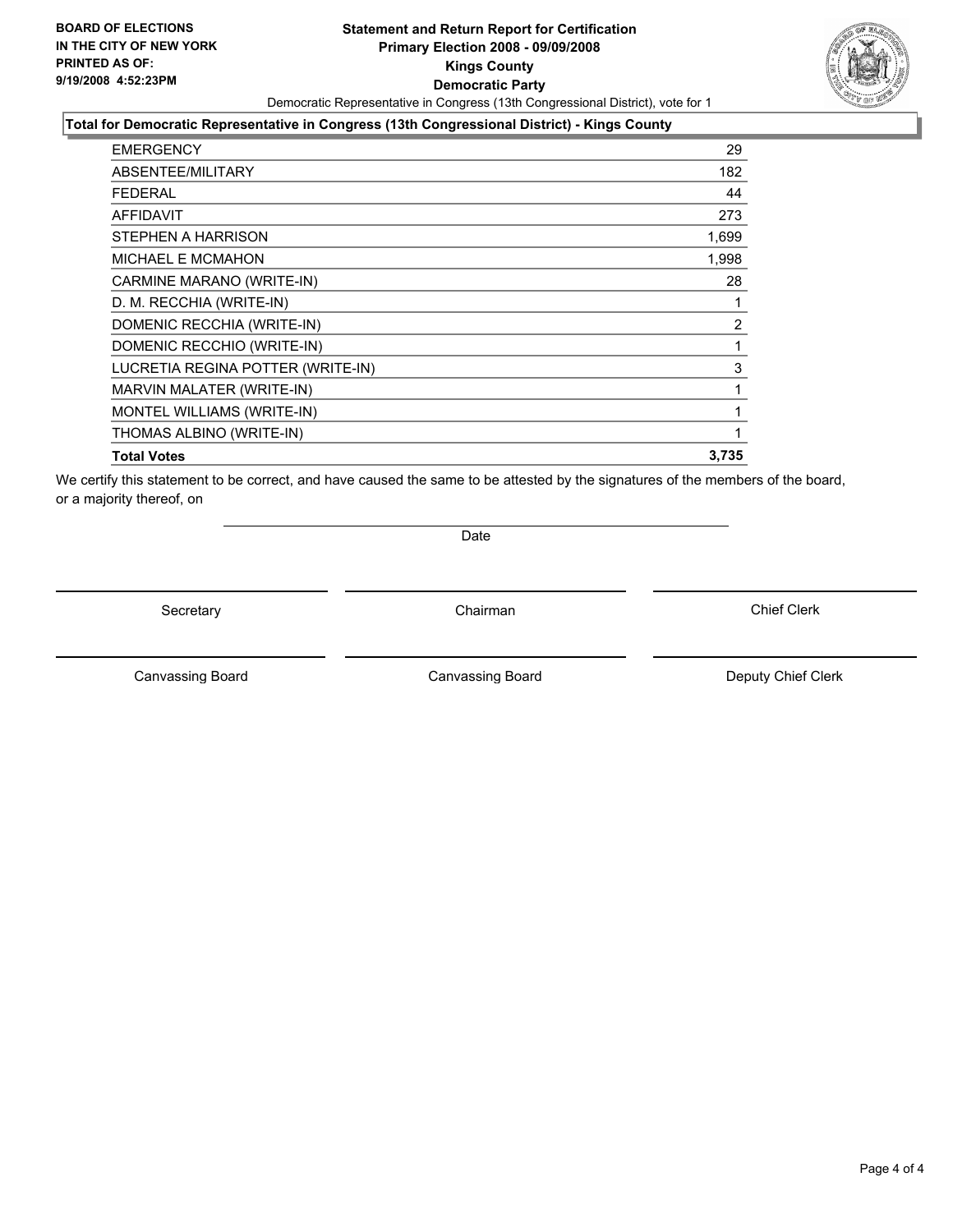**BOARD OF ELECTIONS IN THE CITY OF NEW YORK PRINTED AS OF: 9/19/2008 4:52:23PM**

**Statement and Return Report for Certification**
**Primary Election 2008 - 09/09/2008**
**Kings County**
**Democratic Party**

Democratic Representative in Congress (13th Congressional District), vote for 1

**Total for Democratic Representative in Congress (13th Congressional District) - Kings County**

| | |
|---|---|
| EMERGENCY | 29 |
| ABSENTEE/MILITARY | 182 |
| FEDERAL | 44 |
| AFFIDAVIT | 273 |
| STEPHEN A HARRISON | 1,699 |
| MICHAEL E MCMAHON | 1,998 |
| CARMINE MARANO (WRITE-IN) | 28 |
| D. M. RECCHIA (WRITE-IN) | 1 |
| DOMENIC RECCHIA (WRITE-IN) | 2 |
| DOMENIC RECCHIO (WRITE-IN) | 1 |
| LUCRETIA REGINA POTTER (WRITE-IN) | 3 |
| MARVIN MALATER (WRITE-IN) | 1 |
| MONTEL WILLIAMS (WRITE-IN) | 1 |
| THOMAS ALBINO (WRITE-IN) | 1 |
| **Total Votes** | **3,735** |

We certify this statement to be correct, and have caused the same to be attested by the signatures of the members of the board, or a majority thereof, on

Date

Secretary

Chairman

Chief Clerk

Canvassing Board

Canvassing Board

Deputy Chief Clerk